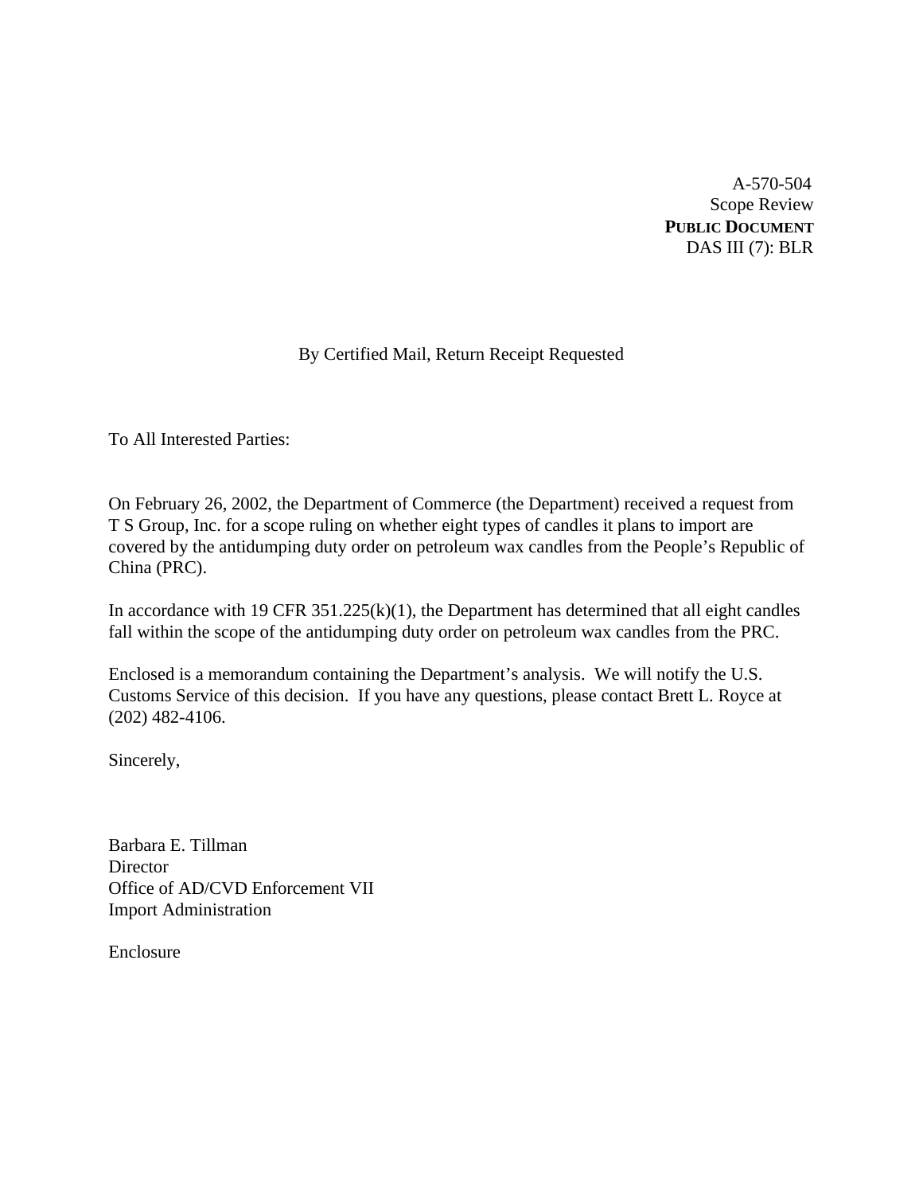A-570-504
Scope Review
**PUBLIC DOCUMENT**
DAS III (7): BLR

By Certified Mail, Return Receipt Requested

To All Interested Parties:

On February 26, 2002, the Department of Commerce (the Department) received a request from T S Group, Inc. for a scope ruling on whether eight types of candles it plans to import are covered by the antidumping duty order on petroleum wax candles from the People's Republic of China (PRC).

In accordance with 19 CFR 351.225(k)(1), the Department has determined that all eight candles fall within the scope of the antidumping duty order on petroleum wax candles from the PRC.

Enclosed is a memorandum containing the Department's analysis. We will notify the U.S. Customs Service of this decision. If you have any questions, please contact Brett L. Royce at (202) 482-4106.

Sincerely,

Barbara E. Tillman
Director
Office of AD/CVD Enforcement VII
Import Administration

Enclosure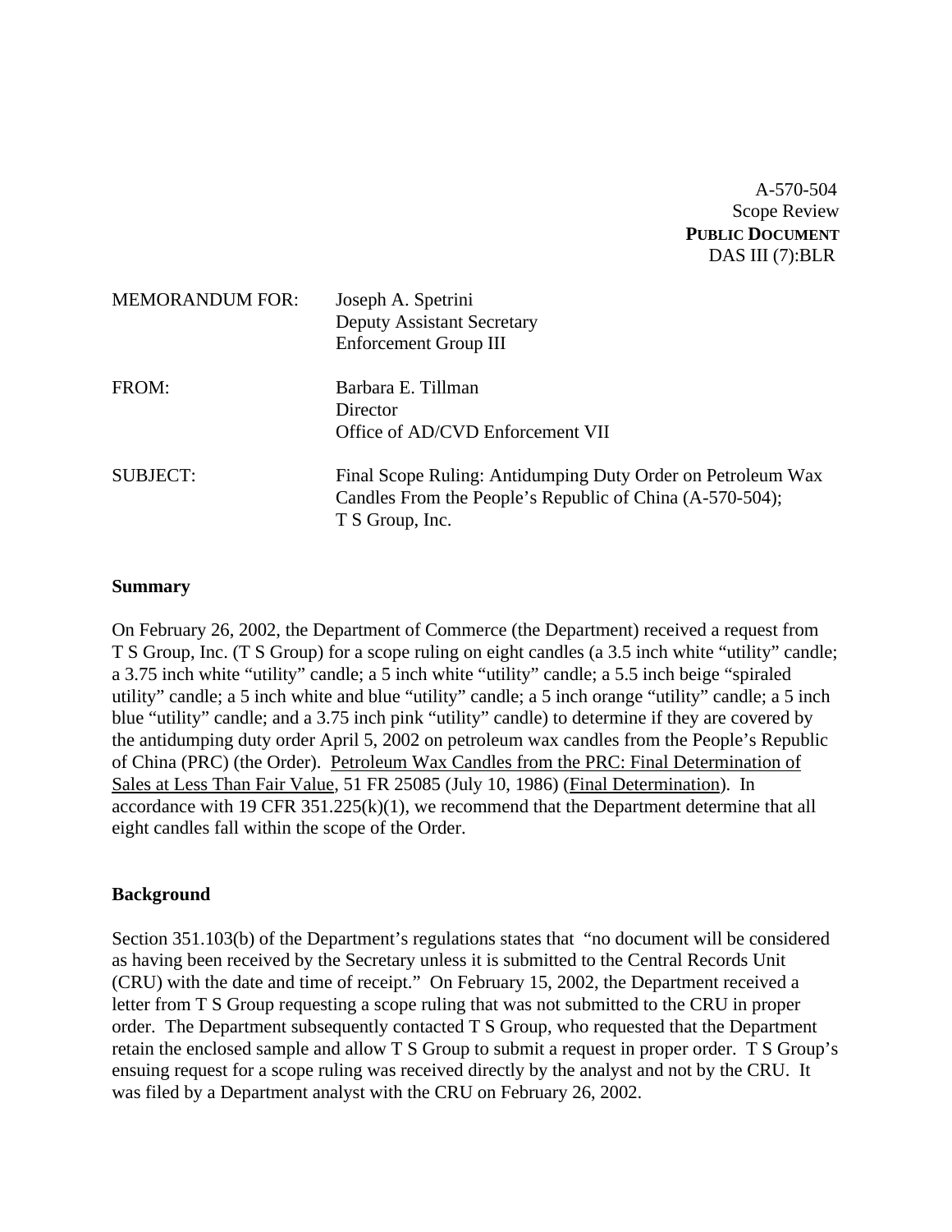A-570-504
Scope Review
**PUBLIC DOCUMENT**
DAS III (7):BLR

MEMORANDUM FOR: Joseph A. Spetrini
Deputy Assistant Secretary
Enforcement Group III

FROM: Barbara E. Tillman
Director
Office of AD/CVD Enforcement VII

SUBJECT: Final Scope Ruling: Antidumping Duty Order on Petroleum Wax Candles From the People's Republic of China (A-570-504); T S Group, Inc.

**Summary**

On February 26, 2002, the Department of Commerce (the Department) received a request from T S Group, Inc. (T S Group) for a scope ruling on eight candles (a 3.5 inch white "utility" candle; a 3.75 inch white "utility" candle; a 5 inch white "utility" candle; a 5.5 inch beige "spiraled utility" candle; a 5 inch white and blue "utility" candle; a 5 inch orange "utility" candle; a 5 inch blue "utility" candle; and a 3.75 inch pink "utility" candle) to determine if they are covered by the antidumping duty order April 5, 2002 on petroleum wax candles from the People's Republic of China (PRC) (the Order). Petroleum Wax Candles from the PRC: Final Determination of Sales at Less Than Fair Value, 51 FR 25085 (July 10, 1986) (Final Determination). In accordance with 19 CFR 351.225(k)(1), we recommend that the Department determine that all eight candles fall within the scope of the Order.

**Background**

Section 351.103(b) of the Department's regulations states that "no document will be considered as having been received by the Secretary unless it is submitted to the Central Records Unit (CRU) with the date and time of receipt." On February 15, 2002, the Department received a letter from T S Group requesting a scope ruling that was not submitted to the CRU in proper order. The Department subsequently contacted T S Group, who requested that the Department retain the enclosed sample and allow T S Group to submit a request in proper order. T S Group's ensuing request for a scope ruling was received directly by the analyst and not by the CRU. It was filed by a Department analyst with the CRU on February 26, 2002.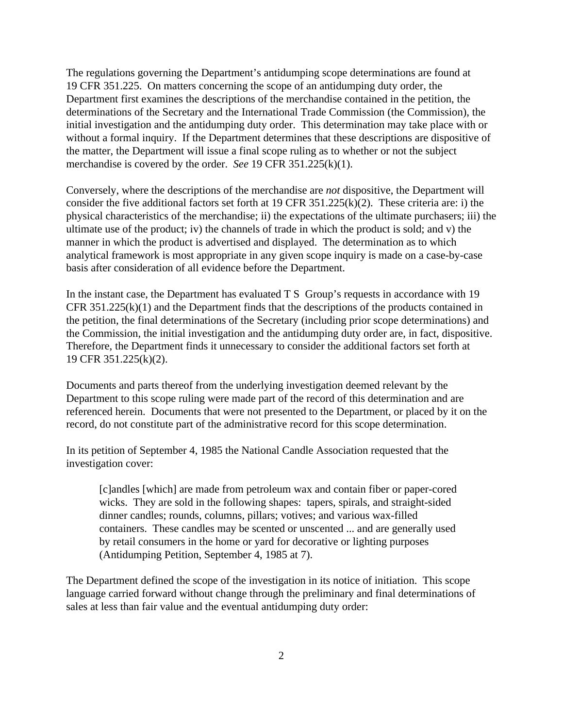The regulations governing the Department's antidumping scope determinations are found at 19 CFR 351.225. On matters concerning the scope of an antidumping duty order, the Department first examines the descriptions of the merchandise contained in the petition, the determinations of the Secretary and the International Trade Commission (the Commission), the initial investigation and the antidumping duty order. This determination may take place with or without a formal inquiry. If the Department determines that these descriptions are dispositive of the matter, the Department will issue a final scope ruling as to whether or not the subject merchandise is covered by the order. *See* 19 CFR 351.225(k)(1).

Conversely, where the descriptions of the merchandise are *not* dispositive, the Department will consider the five additional factors set forth at 19 CFR 351.225(k)(2). These criteria are: i) the physical characteristics of the merchandise; ii) the expectations of the ultimate purchasers; iii) the ultimate use of the product; iv) the channels of trade in which the product is sold; and v) the manner in which the product is advertised and displayed. The determination as to which analytical framework is most appropriate in any given scope inquiry is made on a case-by-case basis after consideration of all evidence before the Department.

In the instant case, the Department has evaluated T S Group's requests in accordance with 19 CFR 351.225(k)(1) and the Department finds that the descriptions of the products contained in the petition, the final determinations of the Secretary (including prior scope determinations) and the Commission, the initial investigation and the antidumping duty order are, in fact, dispositive. Therefore, the Department finds it unnecessary to consider the additional factors set forth at 19 CFR 351.225(k)(2).

Documents and parts thereof from the underlying investigation deemed relevant by the Department to this scope ruling were made part of the record of this determination and are referenced herein. Documents that were not presented to the Department, or placed by it on the record, do not constitute part of the administrative record for this scope determination.

In its petition of September 4, 1985 the National Candle Association requested that the investigation cover:

> [c]andles [which] are made from petroleum wax and contain fiber or paper-cored wicks. They are sold in the following shapes: tapers, spirals, and straight-sided dinner candles; rounds, columns, pillars; votives; and various wax-filled containers. These candles may be scented or unscented ... and are generally used by retail consumers in the home or yard for decorative or lighting purposes (Antidumping Petition, September 4, 1985 at 7).

The Department defined the scope of the investigation in its notice of initiation. This scope language carried forward without change through the preliminary and final determinations of sales at less than fair value and the eventual antidumping duty order: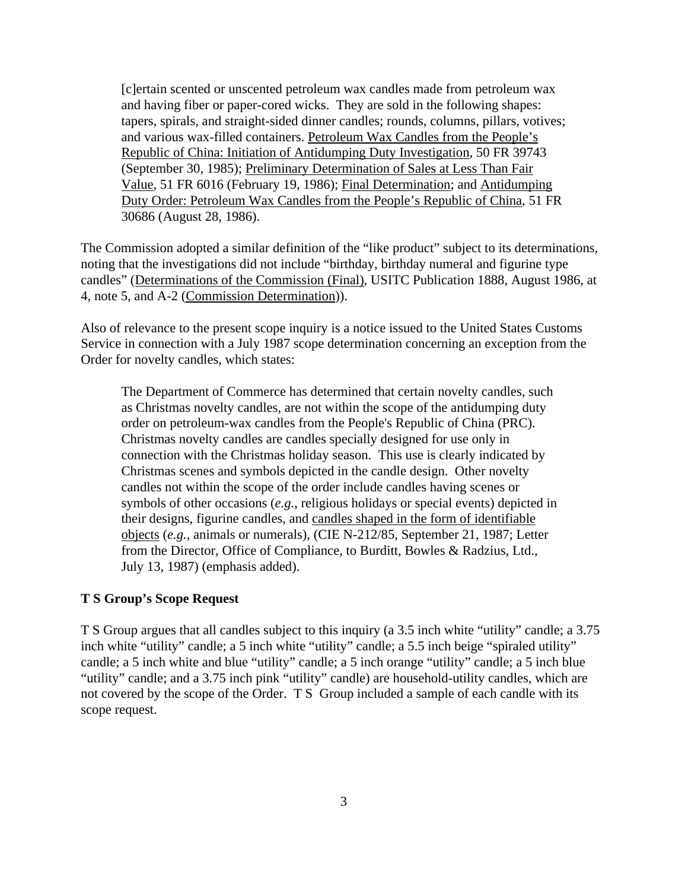> [c]ertain scented or unscented petroleum wax candles made from petroleum wax and having fiber or paper-cored wicks. They are sold in the following shapes: tapers, spirals, and straight-sided dinner candles; rounds, columns, pillars, votives; and various wax-filled containers. Petroleum Wax Candles from the People's Republic of China: Initiation of Antidumping Duty Investigation, 50 FR 39743 (September 30, 1985); Preliminary Determination of Sales at Less Than Fair Value, 51 FR 6016 (February 19, 1986); Final Determination; and Antidumping Duty Order: Petroleum Wax Candles from the People's Republic of China, 51 FR 30686 (August 28, 1986).

The Commission adopted a similar definition of the "like product" subject to its determinations, noting that the investigations did not include "birthday, birthday numeral and figurine type candles" (Determinations of the Commission (Final), USITC Publication 1888, August 1986, at 4, note 5, and A-2 (Commission Determination)).

Also of relevance to the present scope inquiry is a notice issued to the United States Customs Service in connection with a July 1987 scope determination concerning an exception from the Order for novelty candles, which states:

> The Department of Commerce has determined that certain novelty candles, such as Christmas novelty candles, are not within the scope of the antidumping duty order on petroleum-wax candles from the People's Republic of China (PRC). Christmas novelty candles are candles specially designed for use only in connection with the Christmas holiday season. This use is clearly indicated by Christmas scenes and symbols depicted in the candle design. Other novelty candles not within the scope of the order include candles having scenes or symbols of other occasions (*e.g.*, religious holidays or special events) depicted in their designs, figurine candles, and candles shaped in the form of identifiable objects (*e.g.*, animals or numerals), (CIE N-212/85, September 21, 1987; Letter from the Director, Office of Compliance, to Burditt, Bowles & Radzius, Ltd., July 13, 1987) (emphasis added).

**T S Group's Scope Request**

T S Group argues that all candles subject to this inquiry (a 3.5 inch white "utility" candle; a 3.75 inch white "utility" candle; a 5 inch white "utility" candle; a 5.5 inch beige "spiraled utility" candle; a 5 inch white and blue "utility" candle; a 5 inch orange "utility" candle; a 5 inch blue "utility" candle; and a 3.75 inch pink "utility" candle) are household-utility candles, which are not covered by the scope of the Order. T S Group included a sample of each candle with its scope request.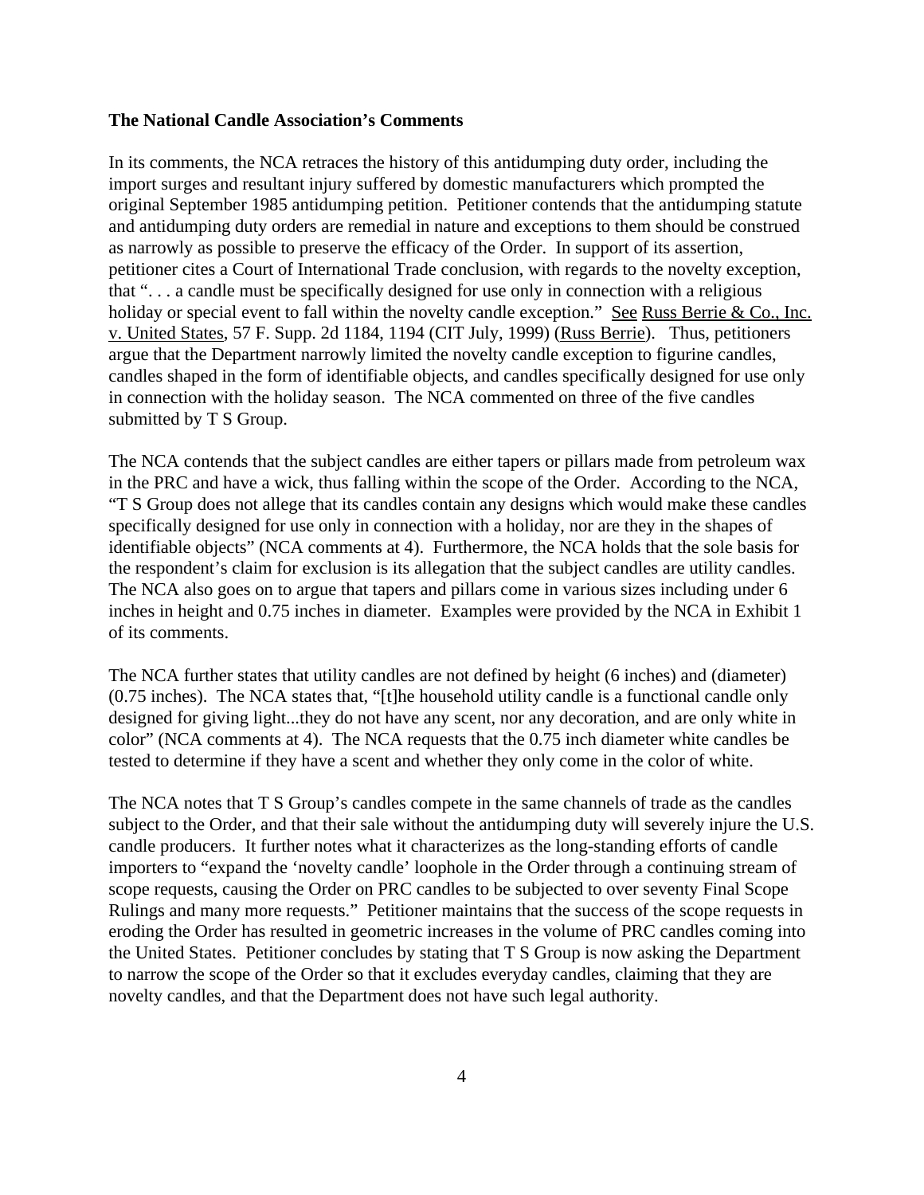**The National Candle Association's Comments**

In its comments, the NCA retraces the history of this antidumping duty order, including the import surges and resultant injury suffered by domestic manufacturers which prompted the original September 1985 antidumping petition. Petitioner contends that the antidumping statute and antidumping duty orders are remedial in nature and exceptions to them should be construed as narrowly as possible to preserve the efficacy of the Order. In support of its assertion, petitioner cites a Court of International Trade conclusion, with regards to the novelty exception, that ". . . a candle must be specifically designed for use only in connection with a religious holiday or special event to fall within the novelty candle exception." See Russ Berrie & Co., Inc. v. United States, 57 F. Supp. 2d 1184, 1194 (CIT July, 1999) (Russ Berrie). Thus, petitioners argue that the Department narrowly limited the novelty candle exception to figurine candles, candles shaped in the form of identifiable objects, and candles specifically designed for use only in connection with the holiday season. The NCA commented on three of the five candles submitted by T S Group.

The NCA contends that the subject candles are either tapers or pillars made from petroleum wax in the PRC and have a wick, thus falling within the scope of the Order. According to the NCA, "T S Group does not allege that its candles contain any designs which would make these candles specifically designed for use only in connection with a holiday, nor are they in the shapes of identifiable objects" (NCA comments at 4). Furthermore, the NCA holds that the sole basis for the respondent's claim for exclusion is its allegation that the subject candles are utility candles. The NCA also goes on to argue that tapers and pillars come in various sizes including under 6 inches in height and 0.75 inches in diameter. Examples were provided by the NCA in Exhibit 1 of its comments.

The NCA further states that utility candles are not defined by height (6 inches) and (diameter) (0.75 inches). The NCA states that, "[t]he household utility candle is a functional candle only designed for giving light...they do not have any scent, nor any decoration, and are only white in color" (NCA comments at 4). The NCA requests that the 0.75 inch diameter white candles be tested to determine if they have a scent and whether they only come in the color of white.

The NCA notes that T S Group's candles compete in the same channels of trade as the candles subject to the Order, and that their sale without the antidumping duty will severely injure the U.S. candle producers. It further notes what it characterizes as the long-standing efforts of candle importers to "expand the 'novelty candle' loophole in the Order through a continuing stream of scope requests, causing the Order on PRC candles to be subjected to over seventy Final Scope Rulings and many more requests." Petitioner maintains that the success of the scope requests in eroding the Order has resulted in geometric increases in the volume of PRC candles coming into the United States. Petitioner concludes by stating that T S Group is now asking the Department to narrow the scope of the Order so that it excludes everyday candles, claiming that they are novelty candles, and that the Department does not have such legal authority.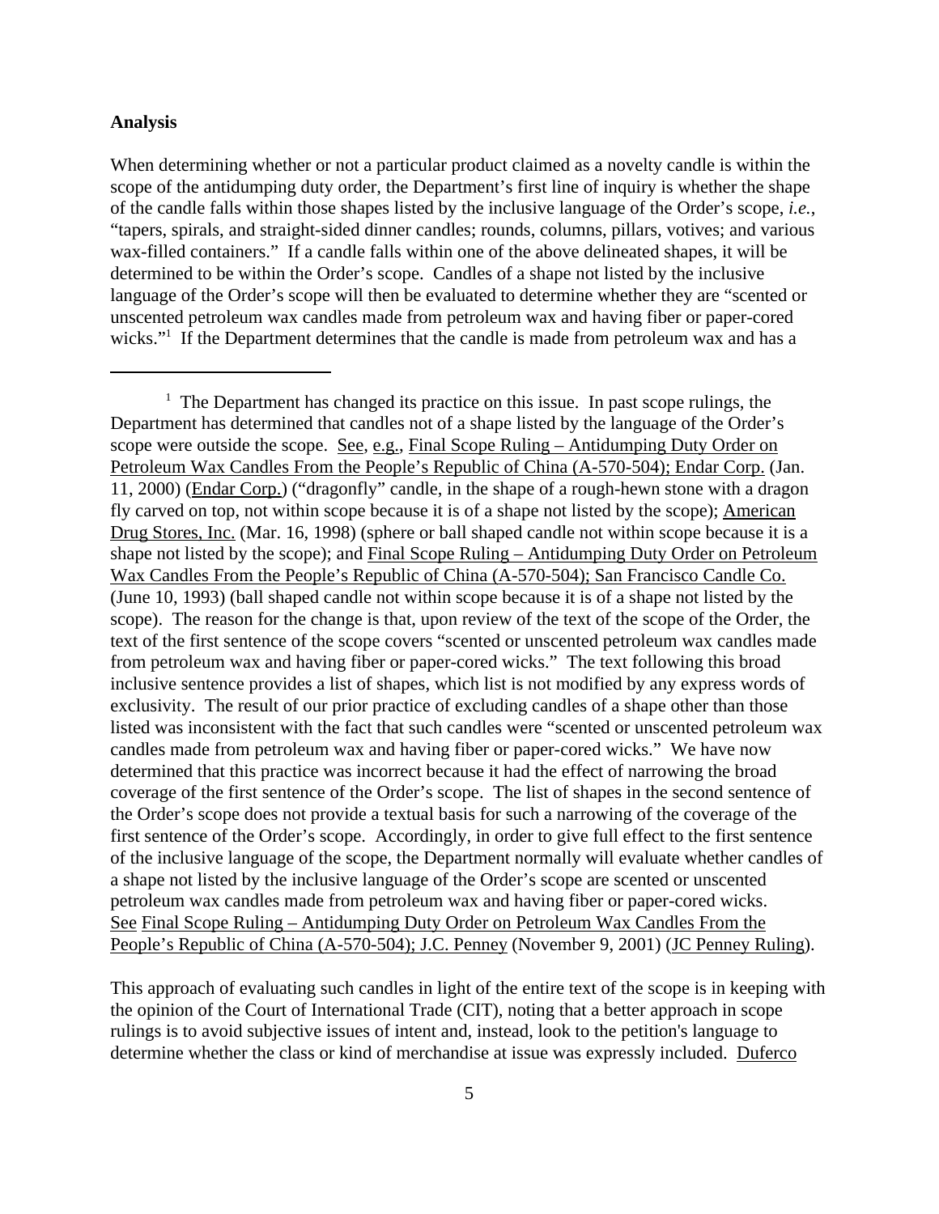**Analysis**

When determining whether or not a particular product claimed as a novelty candle is within the scope of the antidumping duty order, the Department's first line of inquiry is whether the shape of the candle falls within those shapes listed by the inclusive language of the Order's scope, *i.e.*, "tapers, spirals, and straight-sided dinner candles; rounds, columns, pillars, votives; and various wax-filled containers." If a candle falls within one of the above delineated shapes, it will be determined to be within the Order's scope. Candles of a shape not listed by the inclusive language of the Order's scope will then be evaluated to determine whether they are "scented or unscented petroleum wax candles made from petroleum wax and having fiber or paper-cored wicks."[1] If the Department determines that the candle is made from petroleum wax and has a

---

[1] The Department has changed its practice on this issue. In past scope rulings, the Department has determined that candles not of a shape listed by the language of the Order's scope were outside the scope. See, e.g., Final Scope Ruling – Antidumping Duty Order on Petroleum Wax Candles From the People's Republic of China (A-570-504); Endar Corp. (Jan. 11, 2000) (Endar Corp.) ("dragonfly" candle, in the shape of a rough-hewn stone with a dragon fly carved on top, not within scope because it is of a shape not listed by the scope); American Drug Stores, Inc. (Mar. 16, 1998) (sphere or ball shaped candle not within scope because it is a shape not listed by the scope); and Final Scope Ruling – Antidumping Duty Order on Petroleum Wax Candles From the People's Republic of China (A-570-504); San Francisco Candle Co. (June 10, 1993) (ball shaped candle not within scope because it is of a shape not listed by the scope). The reason for the change is that, upon review of the text of the scope of the Order, the text of the first sentence of the scope covers "scented or unscented petroleum wax candles made from petroleum wax and having fiber or paper-cored wicks." The text following this broad inclusive sentence provides a list of shapes, which list is not modified by any express words of exclusivity. The result of our prior practice of excluding candles of a shape other than those listed was inconsistent with the fact that such candles were "scented or unscented petroleum wax candles made from petroleum wax and having fiber or paper-cored wicks." We have now determined that this practice was incorrect because it had the effect of narrowing the broad coverage of the first sentence of the Order's scope. The list of shapes in the second sentence of the Order's scope does not provide a textual basis for such a narrowing of the coverage of the first sentence of the Order's scope. Accordingly, in order to give full effect to the first sentence of the inclusive language of the scope, the Department normally will evaluate whether candles of a shape not listed by the inclusive language of the Order's scope are scented or unscented petroleum wax candles made from petroleum wax and having fiber or paper-cored wicks. See Final Scope Ruling – Antidumping Duty Order on Petroleum Wax Candles From the People's Republic of China (A-570-504); J.C. Penney (November 9, 2001) (JC Penney Ruling).

This approach of evaluating such candles in light of the entire text of the scope is in keeping with the opinion of the Court of International Trade (CIT), noting that a better approach in scope rulings is to avoid subjective issues of intent and, instead, look to the petition's language to determine whether the class or kind of merchandise at issue was expressly included. Duferco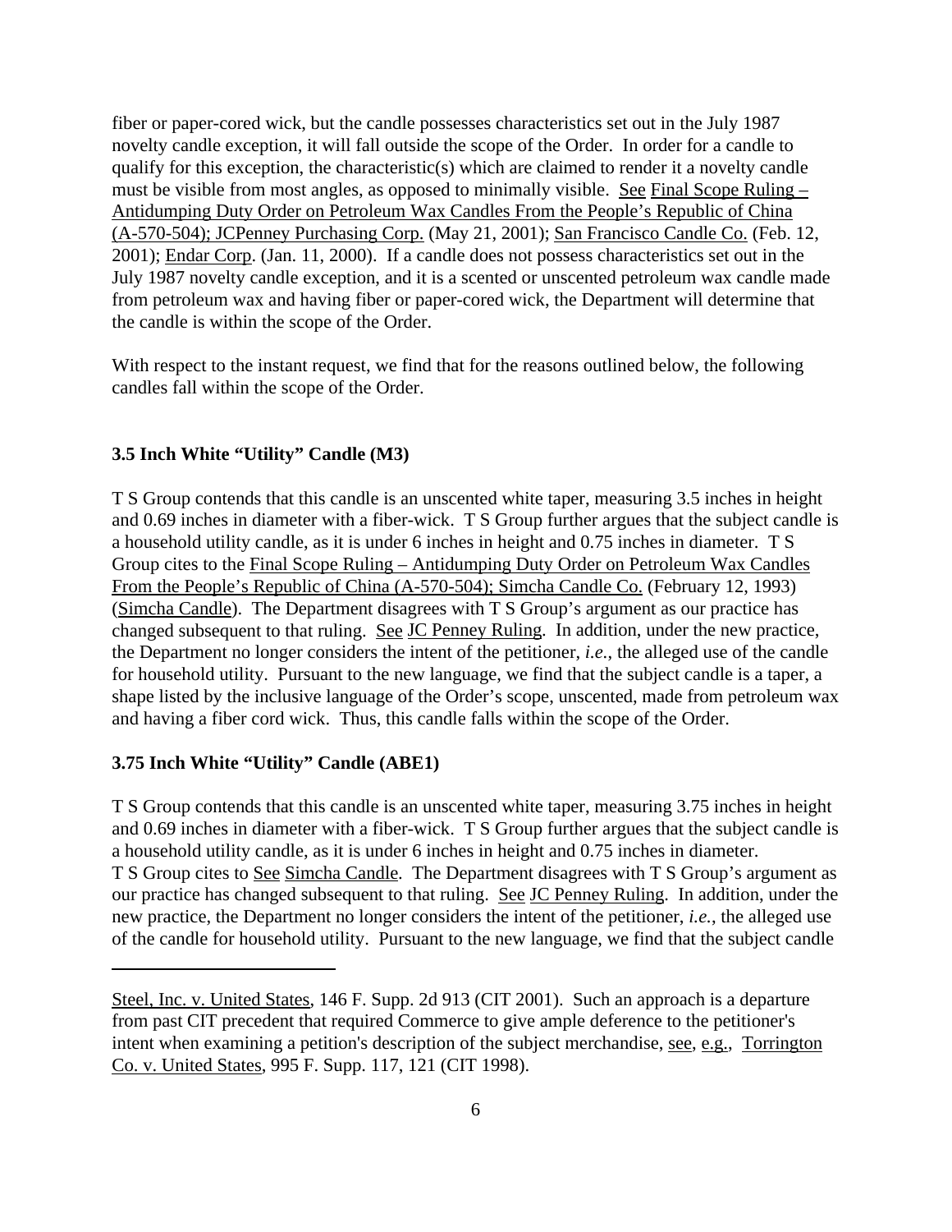fiber or paper-cored wick, but the candle possesses characteristics set out in the July 1987 novelty candle exception, it will fall outside the scope of the Order. In order for a candle to qualify for this exception, the characteristic(s) which are claimed to render it a novelty candle must be visible from most angles, as opposed to minimally visible. See Final Scope Ruling – Antidumping Duty Order on Petroleum Wax Candles From the People's Republic of China (A-570-504); JCPenney Purchasing Corp. (May 21, 2001); San Francisco Candle Co. (Feb. 12, 2001); Endar Corp. (Jan. 11, 2000). If a candle does not possess characteristics set out in the July 1987 novelty candle exception, and it is a scented or unscented petroleum wax candle made from petroleum wax and having fiber or paper-cored wick, the Department will determine that the candle is within the scope of the Order.

With respect to the instant request, we find that for the reasons outlined below, the following candles fall within the scope of the Order.

**3.5 Inch White "Utility" Candle (M3)**

T S Group contends that this candle is an unscented white taper, measuring 3.5 inches in height and 0.69 inches in diameter with a fiber-wick. T S Group further argues that the subject candle is a household utility candle, as it is under 6 inches in height and 0.75 inches in diameter. T S Group cites to the Final Scope Ruling – Antidumping Duty Order on Petroleum Wax Candles From the People's Republic of China (A-570-504); Simcha Candle Co. (February 12, 1993) (Simcha Candle). The Department disagrees with T S Group's argument as our practice has changed subsequent to that ruling. See JC Penney Ruling. In addition, under the new practice, the Department no longer considers the intent of the petitioner, *i.e.*, the alleged use of the candle for household utility. Pursuant to the new language, we find that the subject candle is a taper, a shape listed by the inclusive language of the Order's scope, unscented, made from petroleum wax and having a fiber cord wick. Thus, this candle falls within the scope of the Order.

**3.75 Inch White "Utility" Candle (ABE1)**

T S Group contends that this candle is an unscented white taper, measuring 3.75 inches in height and 0.69 inches in diameter with a fiber-wick. T S Group further argues that the subject candle is a household utility candle, as it is under 6 inches in height and 0.75 inches in diameter. T S Group cites to See Simcha Candle. The Department disagrees with T S Group's argument as our practice has changed subsequent to that ruling. See JC Penney Ruling. In addition, under the new practice, the Department no longer considers the intent of the petitioner, *i.e.*, the alleged use of the candle for household utility. Pursuant to the new language, we find that the subject candle

---

Steel, Inc. v. United States, 146 F. Supp. 2d 913 (CIT 2001). Such an approach is a departure from past CIT precedent that required Commerce to give ample deference to the petitioner's intent when examining a petition's description of the subject merchandise, see, e.g., Torrington Co. v. United States, 995 F. Supp. 117, 121 (CIT 1998).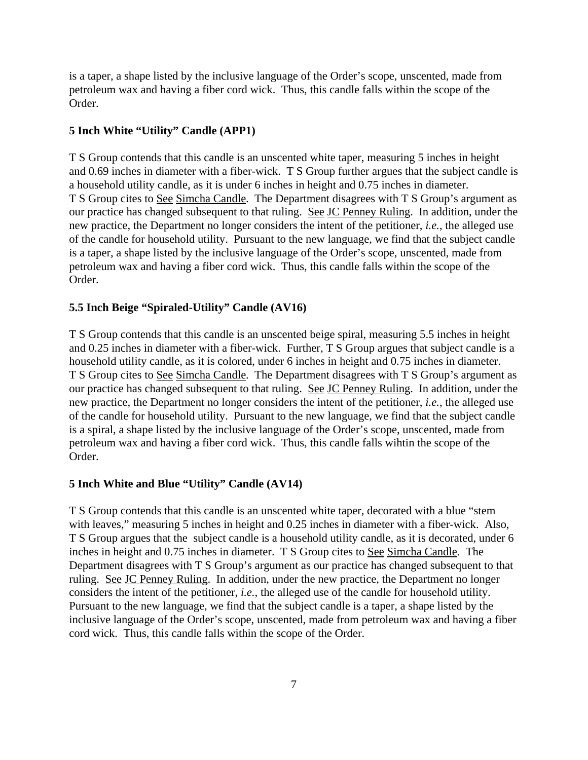is a taper, a shape listed by the inclusive language of the Order's scope, unscented, made from petroleum wax and having a fiber cord wick. Thus, this candle falls within the scope of the Order.

**5 Inch White "Utility" Candle (APP1)**

T S Group contends that this candle is an unscented white taper, measuring 5 inches in height and 0.69 inches in diameter with a fiber-wick. T S Group further argues that the subject candle is a household utility candle, as it is under 6 inches in height and 0.75 inches in diameter. T S Group cites to See Simcha Candle. The Department disagrees with T S Group's argument as our practice has changed subsequent to that ruling. See JC Penney Ruling. In addition, under the new practice, the Department no longer considers the intent of the petitioner, *i.e.*, the alleged use of the candle for household utility. Pursuant to the new language, we find that the subject candle is a taper, a shape listed by the inclusive language of the Order's scope, unscented, made from petroleum wax and having a fiber cord wick. Thus, this candle falls within the scope of the Order.

**5.5 Inch Beige "Spiraled-Utility" Candle (AV16)**

T S Group contends that this candle is an unscented beige spiral, measuring 5.5 inches in height and 0.25 inches in diameter with a fiber-wick. Further, T S Group argues that subject candle is a household utility candle, as it is colored, under 6 inches in height and 0.75 inches in diameter. T S Group cites to See Simcha Candle. The Department disagrees with T S Group's argument as our practice has changed subsequent to that ruling. See JC Penney Ruling. In addition, under the new practice, the Department no longer considers the intent of the petitioner, *i.e.*, the alleged use of the candle for household utility. Pursuant to the new language, we find that the subject candle is a spiral, a shape listed by the inclusive language of the Order's scope, unscented, made from petroleum wax and having a fiber cord wick. Thus, this candle falls wihtin the scope of the Order.

**5 Inch White and Blue "Utility" Candle (AV14)**

T S Group contends that this candle is an unscented white taper, decorated with a blue "stem with leaves," measuring 5 inches in height and 0.25 inches in diameter with a fiber-wick. Also, T S Group argues that the subject candle is a household utility candle, as it is decorated, under 6 inches in height and 0.75 inches in diameter. T S Group cites to See Simcha Candle. The Department disagrees with T S Group's argument as our practice has changed subsequent to that ruling. See JC Penney Ruling. In addition, under the new practice, the Department no longer considers the intent of the petitioner, *i.e.*, the alleged use of the candle for household utility. Pursuant to the new language, we find that the subject candle is a taper, a shape listed by the inclusive language of the Order's scope, unscented, made from petroleum wax and having a fiber cord wick. Thus, this candle falls within the scope of the Order.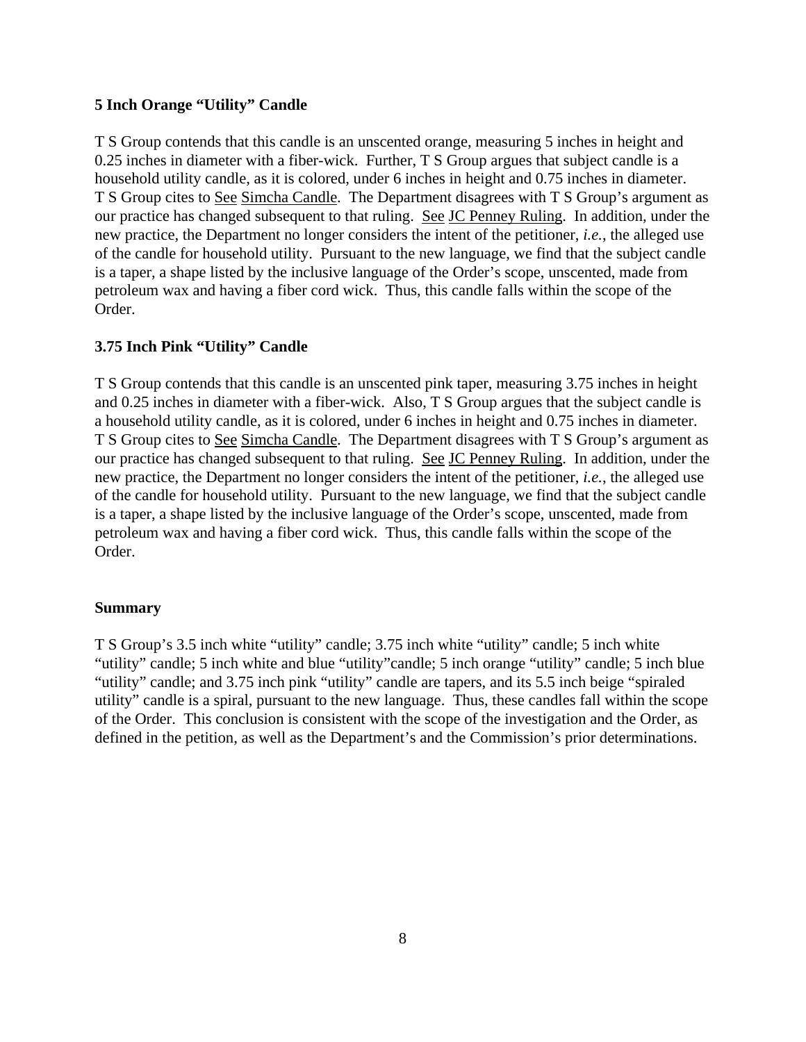**5 Inch Orange "Utility" Candle**

T S Group contends that this candle is an unscented orange, measuring 5 inches in height and 0.25 inches in diameter with a fiber-wick. Further, T S Group argues that subject candle is a household utility candle, as it is colored, under 6 inches in height and 0.75 inches in diameter. T S Group cites to See Simcha Candle. The Department disagrees with T S Group's argument as our practice has changed subsequent to that ruling. See JC Penney Ruling. In addition, under the new practice, the Department no longer considers the intent of the petitioner, *i.e.*, the alleged use of the candle for household utility. Pursuant to the new language, we find that the subject candle is a taper, a shape listed by the inclusive language of the Order's scope, unscented, made from petroleum wax and having a fiber cord wick. Thus, this candle falls within the scope of the Order.

**3.75 Inch Pink "Utility" Candle**

T S Group contends that this candle is an unscented pink taper, measuring 3.75 inches in height and 0.25 inches in diameter with a fiber-wick. Also, T S Group argues that the subject candle is a household utility candle, as it is colored, under 6 inches in height and 0.75 inches in diameter. T S Group cites to See Simcha Candle. The Department disagrees with T S Group's argument as our practice has changed subsequent to that ruling. See JC Penney Ruling. In addition, under the new practice, the Department no longer considers the intent of the petitioner, *i.e.*, the alleged use of the candle for household utility. Pursuant to the new language, we find that the subject candle is a taper, a shape listed by the inclusive language of the Order's scope, unscented, made from petroleum wax and having a fiber cord wick. Thus, this candle falls within the scope of the Order.

**Summary**

T S Group's 3.5 inch white "utility" candle; 3.75 inch white "utility" candle; 5 inch white "utility" candle; 5 inch white and blue "utility"candle; 5 inch orange "utility" candle; 5 inch blue "utility" candle; and 3.75 inch pink "utility" candle are tapers, and its 5.5 inch beige "spiraled utility" candle is a spiral, pursuant to the new language. Thus, these candles fall within the scope of the Order. This conclusion is consistent with the scope of the investigation and the Order, as defined in the petition, as well as the Department's and the Commission's prior determinations.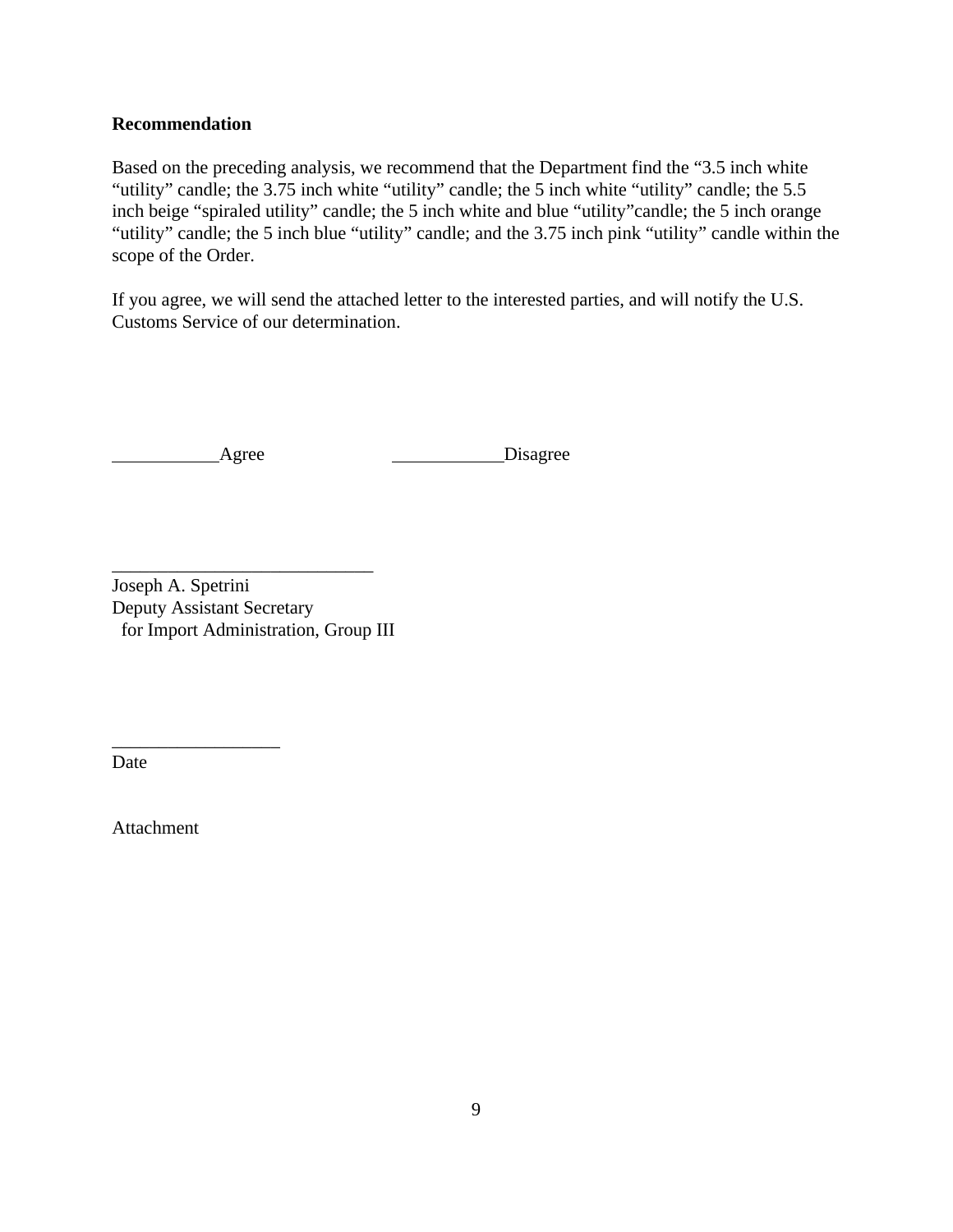**Recommendation**

Based on the preceding analysis, we recommend that the Department find the “3.5 inch white “utility” candle; the 3.75 inch white “utility” candle; the 5 inch white “utility” candle; the 5.5 inch beige “spiraled utility” candle; the 5 inch white and blue “utility”candle; the 5 inch orange “utility” candle; the 5 inch blue “utility” candle; and the 3.75 inch pink “utility” candle within the scope of the Order.

If you agree, we will send the attached letter to the interested parties, and will notify the U.S. Customs Service of our determination.

\_\_\_\_\_\_\_\_\_\_\_\_Agree \_\_\_\_\_\_\_\_\_\_\_\_Disagree

\_\_\_\_\_\_\_\_\_\_\_\_\_\_\_\_\_\_\_\_\_\_\_\_\_\_\_\_

Joseph A. Spetrini
Deputy Assistant Secretary
for Import Administration, Group III

\_\_\_\_\_\_\_\_\_\_\_\_\_\_\_\_\_\_

Date

Attachment